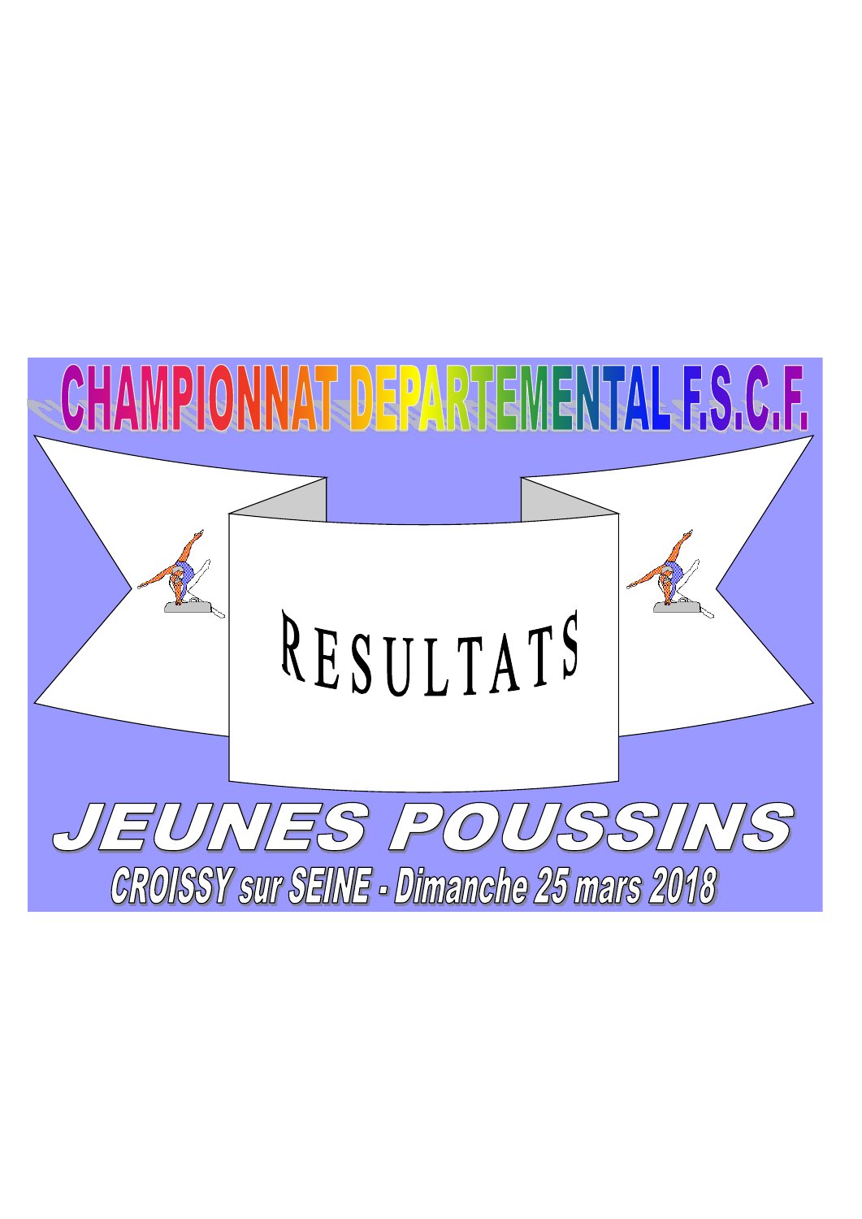# CHAMPIONNAT DEPARTEMENTAL F.S.C.F.

## RESULTATS

# JEUNES POUSSINS

### CROISSY sur SEINE - Dimanche 25 mars 2018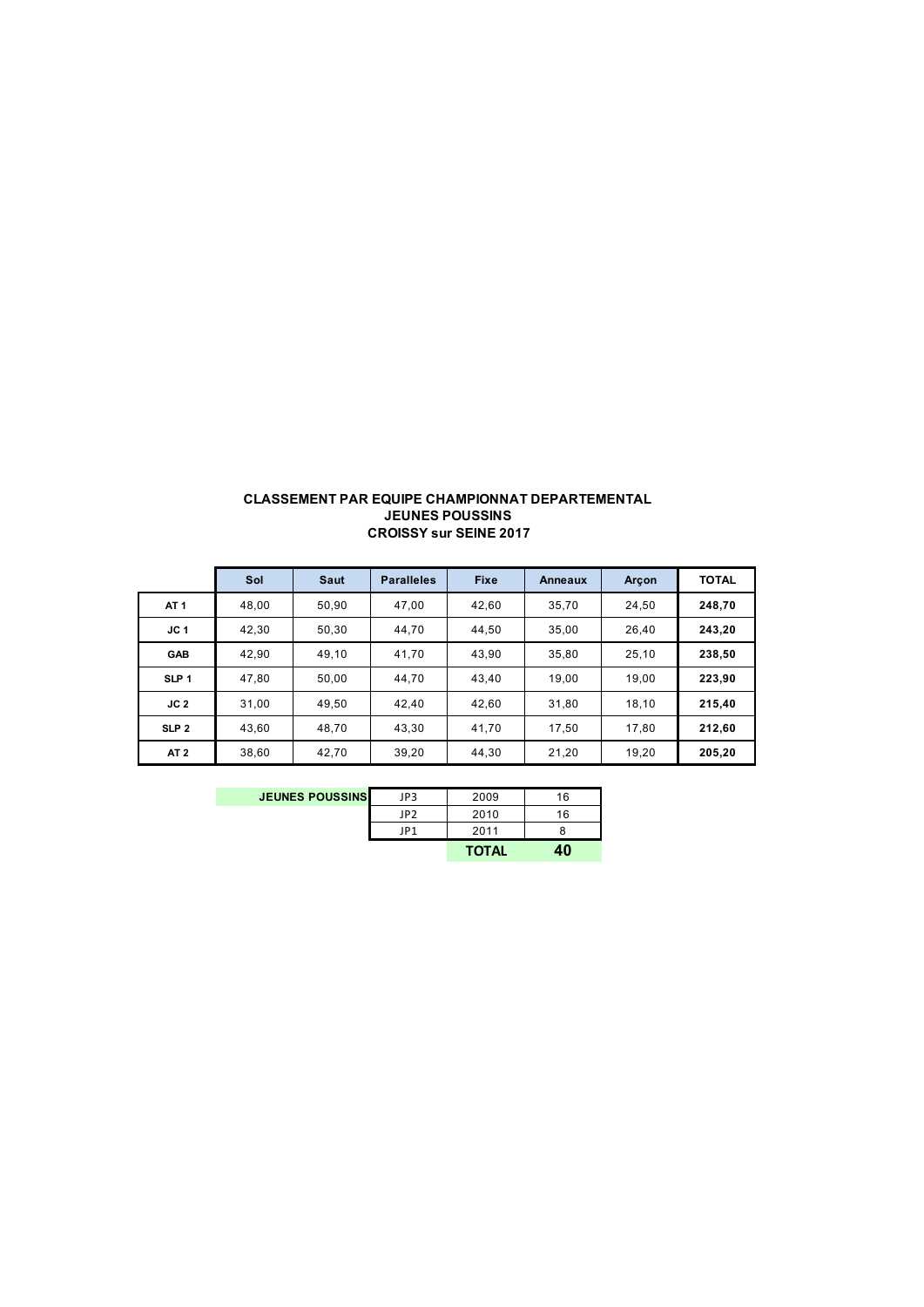**CLASSEMENT PAR EQUIPE CHAMPIONNAT DEPARTEMENTAL**
**JEUNES POUSSINS**
**CROISSY sur SEINE 2017**

| | Sol | Saut | Paralleles | Fixe | Anneaux | Arçon | TOTAL |
|---|---|---|---|---|---|---|---|
| **AT 1** | 48,00 | 50,90 | 47,00 | 42,60 | 35,70 | 24,50 | **248,70** |
| **JC 1** | 42,30 | 50,30 | 44,70 | 44,50 | 35,00 | 26,40 | **243,20** |
| **GAB** | 42,90 | 49,10 | 41,70 | 43,90 | 35,80 | 25,10 | **238,50** |
| **SLP 1** | 47,80 | 50,00 | 44,70 | 43,40 | 19,00 | 19,00 | **223,90** |
| **JC 2** | 31,00 | 49,50 | 42,40 | 42,60 | 31,80 | 18,10 | **215,40** |
| **SLP 2** | 43,60 | 48,70 | 43,30 | 41,70 | 17,50 | 17,80 | **212,60** |
| **AT 2** | 38,60 | 42,70 | 39,20 | 44,30 | 21,20 | 19,20 | **205,20** |

| JEUNES POUSSINS | | | |
|---|---|---|---|
| | JP3 | 2009 | 16 |
| | JP2 | 2010 | 16 |
| | JP1 | 2011 | 8 |
| | | **TOTAL** | **40** |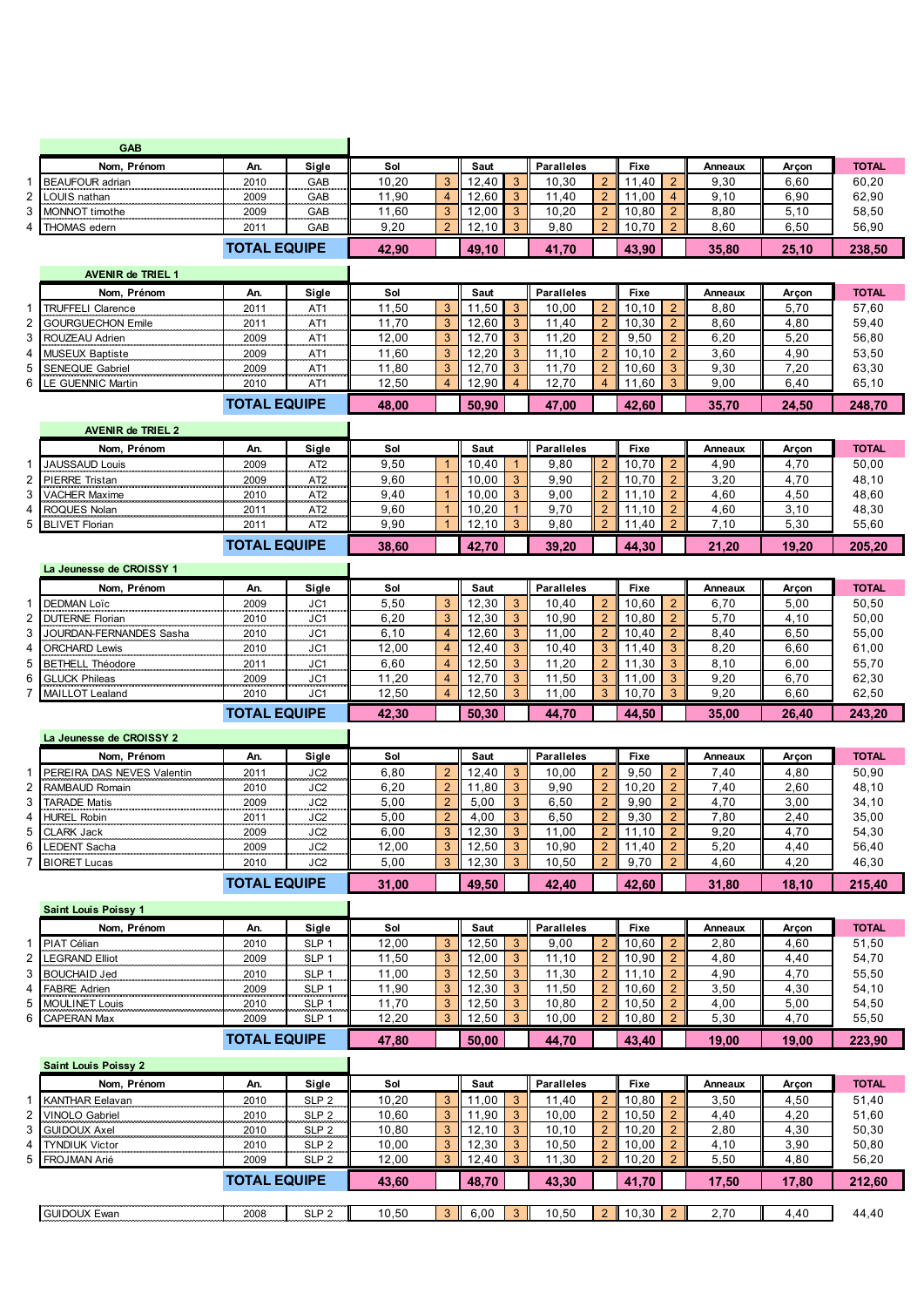## GAB

| | Nom, Prénom | An. | Sigle | Sol | | Saut | | Paralleles | | Fixe | | Anneaux | Arçon | TOTAL |
|---|---|---|---|---|---|---|---|---|---|---|---|---|---|---|
| 1 | BEAUFOUR adrian | 2010 | GAB | 10,20 | 3 | 12,40 | 3 | 10,30 | 2 | 11,40 | 2 | 9,30 | 6,60 | 60,20 |
| 2 | LOUIS nathan | 2009 | GAB | 11,90 | 4 | 12,60 | 3 | 11,40 | 2 | 11,00 | 4 | 9,10 | 6,90 | 62,90 |
| 3 | MONNOT timothe | 2009 | GAB | 11,60 | 3 | 12,00 | 3 | 10,20 | 2 | 10,80 | 2 | 8,80 | 5,10 | 58,50 |
| 4 | THOMAS edern | 2011 | GAB | 9,20 | 2 | 12,10 | 3 | 9,80 | 2 | 10,70 | 2 | 8,60 | 6,50 | 56,90 |
| | | | **TOTAL EQUIPE** | **42,90** | | **49,10** | | **41,70** | | **43,90** | | **35,80** | **25,10** | **238,50** |

## AVENIR de TRIEL 1

| | Nom, Prénom | An. | Sigle | Sol | | Saut | | Paralleles | | Fixe | | Anneaux | Arçon | TOTAL |
|---|---|---|---|---|---|---|---|---|---|---|---|---|---|---|
| 1 | TRUFFELI Clarence | 2011 | AT1 | 11,50 | 3 | 11,50 | 3 | 10,00 | 2 | 10,10 | 2 | 8,80 | 5,70 | 57,60 |
| 2 | GOURGUECHON Emile | 2011 | AT1 | 11,70 | 3 | 12,60 | 3 | 11,40 | 2 | 10,30 | 2 | 8,60 | 4,80 | 59,40 |
| 3 | ROUZEAU Adrien | 2009 | AT1 | 12,00 | 3 | 12,70 | 3 | 11,20 | 2 | 9,50 | 2 | 6,20 | 5,20 | 56,80 |
| 4 | MUSEUX Baptiste | 2009 | AT1 | 11,60 | 3 | 12,20 | 3 | 11,10 | 2 | 10,10 | 2 | 3,60 | 4,90 | 53,50 |
| 5 | SENEQUE Gabriel | 2009 | AT1 | 11,80 | 3 | 12,70 | 3 | 11,70 | 2 | 10,60 | 3 | 9,30 | 7,20 | 63,30 |
| 6 | LE GUENNIC Martin | 2010 | AT1 | 12,50 | 4 | 12,90 | 4 | 12,70 | 4 | 11,60 | 3 | 9,00 | 6,40 | 65,10 |
| | | | **TOTAL EQUIPE** | **48,00** | | **50,90** | | **47,00** | | **42,60** | | **35,70** | **24,50** | **248,70** |

## AVENIR de TRIEL 2

| | Nom, Prénom | An. | Sigle | Sol | | Saut | | Paralleles | | Fixe | | Anneaux | Arçon | TOTAL |
|---|---|---|---|---|---|---|---|---|---|---|---|---|---|---|
| 1 | JAUSSAUD Louis | 2009 | AT2 | 9,50 | 1 | 10,40 | 1 | 9,80 | 2 | 10,70 | 2 | 4,90 | 4,70 | 50,00 |
| 2 | PIERRE Tristan | 2009 | AT2 | 9,60 | 1 | 10,00 | 3 | 9,90 | 2 | 10,70 | 2 | 3,20 | 4,70 | 48,10 |
| 3 | VACHER Maxime | 2010 | AT2 | 9,40 | 1 | 10,00 | 3 | 9,00 | 2 | 11,10 | 2 | 4,60 | 4,50 | 48,60 |
| 4 | ROQUES Nolan | 2011 | AT2 | 9,60 | 1 | 10,20 | 1 | 9,70 | 2 | 11,10 | 2 | 4,60 | 3,10 | 48,30 |
| 5 | BLIVET Florian | 2011 | AT2 | 9,90 | 1 | 12,10 | 3 | 9,80 | 2 | 11,40 | 2 | 7,10 | 5,30 | 55,60 |
| | | | **TOTAL EQUIPE** | **38,60** | | **42,70** | | **39,20** | | **44,30** | | **21,20** | **19,20** | **205,20** |

## La Jeunesse de CROISSY 1

| | Nom, Prénom | An. | Sigle | Sol | | Saut | | Paralleles | | Fixe | | Anneaux | Arçon | TOTAL |
|---|---|---|---|---|---|---|---|---|---|---|---|---|---|---|
| 1 | DEDMAN Loïc | 2009 | JC1 | 5,50 | 3 | 12,30 | 3 | 10,40 | 2 | 10,60 | 2 | 6,70 | 5,00 | 50,50 |
| 2 | DUTERNE Florian | 2010 | JC1 | 6,20 | 3 | 12,30 | 3 | 10,90 | 2 | 10,80 | 2 | 5,70 | 4,10 | 50,00 |
| 3 | JOURDAN-FERNANDES Sasha | 2010 | JC1 | 6,10 | 4 | 12,60 | 3 | 11,00 | 2 | 10,40 | 2 | 8,40 | 6,50 | 55,00 |
| 4 | ORCHARD Lewis | 2010 | JC1 | 12,00 | 4 | 12,40 | 3 | 10,40 | 3 | 11,40 | 3 | 8,20 | 6,60 | 61,00 |
| 5 | BETHELL Théodore | 2011 | JC1 | 6,60 | 4 | 12,50 | 3 | 11,20 | 2 | 11,30 | 3 | 8,10 | 6,00 | 55,70 |
| 6 | GLUCK Phileas | 2009 | JC1 | 11,20 | 4 | 12,70 | 3 | 11,50 | 3 | 11,00 | 3 | 9,20 | 6,70 | 62,30 |
| 7 | MAILLOT Lealand | 2010 | JC1 | 12,50 | 4 | 12,50 | 3 | 11,00 | 3 | 10,70 | 3 | 9,20 | 6,60 | 62,50 |
| | | | **TOTAL EQUIPE** | **42,30** | | **50,30** | | **44,70** | | **44,50** | | **35,00** | **26,40** | **243,20** |

## La Jeunesse de CROISSY 2

| | Nom, Prénom | An. | Sigle | Sol | | Saut | | Paralleles | | Fixe | | Anneaux | Arçon | TOTAL |
|---|---|---|---|---|---|---|---|---|---|---|---|---|---|---|
| 1 | PEREIRA DAS NEVES Valentin | 2011 | JC2 | 6,80 | 2 | 12,40 | 3 | 10,00 | 2 | 9,50 | 2 | 7,40 | 4,80 | 50,90 |
| 2 | RAMBAUD Romain | 2010 | JC2 | 6,20 | 2 | 11,80 | 3 | 9,90 | 2 | 10,20 | 2 | 7,40 | 2,60 | 48,10 |
| 3 | TARADE Matis | 2009 | JC2 | 5,00 | 2 | 5,00 | 3 | 6,50 | 2 | 9,90 | 2 | 4,70 | 3,00 | 34,10 |
| 4 | HUREL Robin | 2011 | JC2 | 5,00 | 2 | 4,00 | 3 | 6,50 | 2 | 9,30 | 2 | 7,80 | 2,40 | 35,00 |
| 5 | CLARK Jack | 2009 | JC2 | 6,00 | 3 | 12,30 | 3 | 11,00 | 2 | 11,10 | 2 | 9,20 | 4,70 | 54,30 |
| 6 | LEDENT Sacha | 2009 | JC2 | 12,00 | 3 | 12,50 | 3 | 10,90 | 2 | 11,40 | 2 | 5,20 | 4,40 | 56,40 |
| 7 | BIORET Lucas | 2010 | JC2 | 5,00 | 3 | 12,30 | 3 | 10,50 | 2 | 9,70 | 2 | 4,60 | 4,20 | 46,30 |
| | | | **TOTAL EQUIPE** | **31,00** | | **49,50** | | **42,40** | | **42,60** | | **31,80** | **18,10** | **215,40** |

## Saint Louis Poissy 1

| | Nom, Prénom | An. | Sigle | Sol | | Saut | | Paralleles | | Fixe | | Anneaux | Arçon | TOTAL |
|---|---|---|---|---|---|---|---|---|---|---|---|---|---|---|
| 1 | PIAT Célian | 2010 | SLP 1 | 12,00 | 3 | 12,50 | 3 | 9,00 | 2 | 10,60 | 2 | 2,80 | 4,60 | 51,50 |
| 2 | LEGRAND Elliot | 2009 | SLP 1 | 11,50 | 3 | 12,00 | 3 | 11,10 | 2 | 10,90 | 2 | 4,80 | 4,40 | 54,70 |
| 3 | BOUCHAID Jed | 2010 | SLP 1 | 11,00 | 3 | 12,50 | 3 | 11,30 | 2 | 11,10 | 2 | 4,90 | 4,70 | 55,50 |
| 4 | FABRE Adrien | 2009 | SLP 1 | 11,90 | 3 | 12,30 | 3 | 11,50 | 2 | 10,60 | 2 | 3,50 | 4,30 | 54,10 |
| 5 | MOULINET Louis | 2010 | SLP 1 | 11,70 | 3 | 12,50 | 3 | 10,80 | 2 | 10,50 | 2 | 4,00 | 5,00 | 54,50 |
| 6 | CAPERAN Max | 2009 | SLP 1 | 12,20 | 3 | 12,50 | 3 | 10,00 | 2 | 10,80 | 2 | 5,30 | 4,70 | 55,50 |
| | | | **TOTAL EQUIPE** | **47,80** | | **50,00** | | **44,70** | | **43,40** | | **19,00** | **19,00** | **223,90** |

## Saint Louis Poissy 2

| | Nom, Prénom | An. | Sigle | Sol | | Saut | | Paralleles | | Fixe | | Anneaux | Arçon | TOTAL |
|---|---|---|---|---|---|---|---|---|---|---|---|---|---|---|
| 1 | KANTHAR Eelavan | 2010 | SLP 2 | 10,20 | 3 | 11,00 | 3 | 11,40 | 2 | 10,80 | 2 | 3,50 | 4,50 | 51,40 |
| 2 | VINOLO Gabriel | 2010 | SLP 2 | 10,60 | 3 | 11,90 | 3 | 10,00 | 2 | 10,50 | 2 | 4,40 | 4,20 | 51,60 |
| 3 | GUIDOUX Axel | 2010 | SLP 2 | 10,80 | 3 | 12,10 | 3 | 10,10 | 2 | 10,20 | 2 | 2,80 | 4,30 | 50,30 |
| 4 | TYNDIUK Victor | 2010 | SLP 2 | 10,00 | 3 | 12,30 | 3 | 10,50 | 2 | 10,00 | 2 | 4,10 | 3,90 | 50,80 |
| 5 | FROJMAN Arié | 2009 | SLP 2 | 12,00 | 3 | 12,40 | 3 | 11,30 | 2 | 10,20 | 2 | 5,50 | 4,80 | 56,20 |
| | | | **TOTAL EQUIPE** | **43,60** | | **48,70** | | **43,30** | | **41,70** | | **17,50** | **17,80** | **212,60** |

| Nom, Prénom | An. | Sigle | Sol | | Saut | | Paralleles | | Fixe | | Anneaux | Arçon | TOTAL |
|---|---|---|---|---|---|---|---|---|---|---|---|---|---|
| GUIDOUX Ewan | 2008 | SLP 2 | 10,50 | 3 | 6,00 | 3 | 10,50 | 2 | 10,30 | 2 | 2,70 | 4,40 | 44,40 |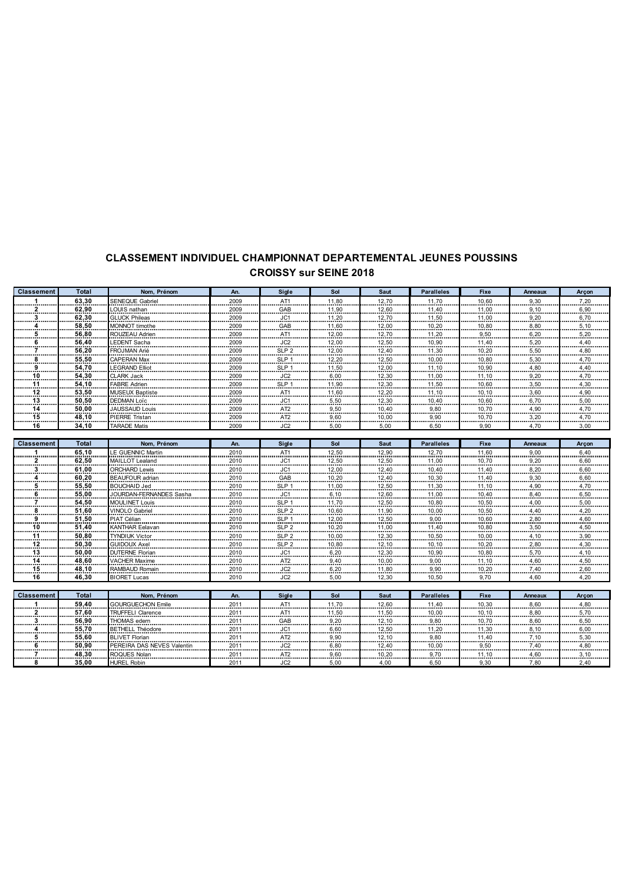# CLASSEMENT INDIVIDUEL CHAMPIONNAT DEPARTEMENTAL JEUNES POUSSINS

## CROISSY sur SEINE 2018

| Classement | Total | Nom, Prénom | An. | Sigle | Sol | Saut | Paralleles | Fixe | Anneaux | Arçon |
|---|---|---|---|---|---|---|---|---|---|---|
| 1 | 63,30 | SENEQUE Gabriel | 2009 | AT1 | 11,80 | 12,70 | 11,70 | 10,60 | 9,30 | 7,20 |
| 2 | 62,90 | LOUIS nathan | 2009 | GAB | 11,90 | 12,60 | 11,40 | 11,00 | 9,10 | 6,90 |
| 3 | 62,30 | GLUCK Phileas | 2009 | JC1 | 11,20 | 12,70 | 11,50 | 11,00 | 9,20 | 6,70 |
| 4 | 58,50 | MONNOT timothe | 2009 | GAB | 11,60 | 12,00 | 10,20 | 10,80 | 8,80 | 5,10 |
| 5 | 56,80 | ROUZEAU Adrien | 2009 | AT1 | 12,00 | 12,70 | 11,20 | 9,50 | 6,20 | 5,20 |
| 6 | 56,40 | LEDENT Sacha | 2009 | JC2 | 12,00 | 12,50 | 10,90 | 11,40 | 5,20 | 4,40 |
| 7 | 56,20 | FROJMAN Arié | 2009 | SLP 2 | 12,00 | 12,40 | 11,30 | 10,20 | 5,50 | 4,80 |
| 8 | 55,50 | CAPERAN Max | 2009 | SLP 1 | 12,20 | 12,50 | 10,00 | 10,80 | 5,30 | 4,70 |
| 9 | 54,70 | LEGRAND Elliot | 2009 | SLP 1 | 11,50 | 12,00 | 11,10 | 10,90 | 4,80 | 4,40 |
| 10 | 54,30 | CLARK Jack | 2009 | JC2 | 6,00 | 12,30 | 11,00 | 11,10 | 9,20 | 4,70 |
| 11 | 54,10 | FABRE Adrien | 2009 | SLP 1 | 11,90 | 12,30 | 11,50 | 10,60 | 3,50 | 4,30 |
| 12 | 53,50 | MUSEUX Baptiste | 2009 | AT1 | 11,60 | 12,20 | 11,10 | 10,10 | 3,60 | 4,90 |
| 13 | 50,50 | DEDMAN Loïc | 2009 | JC1 | 5,50 | 12,30 | 10,40 | 10,60 | 6,70 | 5,00 |
| 14 | 50,00 | JAUSSAUD Louis | 2009 | AT2 | 9,50 | 10,40 | 9,80 | 10,70 | 4,90 | 4,70 |
| 15 | 48,10 | PIERRE Tristan | 2009 | AT2 | 9,60 | 10,00 | 9,90 | 10,70 | 3,20 | 4,70 |
| 16 | 34,10 | TARADE Matis | 2009 | JC2 | 5,00 | 5,00 | 6,50 | 9,90 | 4,70 | 3,00 |

| Classement | Total | Nom, Prénom | An. | Sigle | Sol | Saut | Paralleles | Fixe | Anneaux | Arçon |
|---|---|---|---|---|---|---|---|---|---|---|
| 1 | 65,10 | LE GUENNIC Martin | 2010 | AT1 | 12,50 | 12,90 | 12,70 | 11,60 | 9,00 | 6,40 |
| 2 | 62,50 | MAILLOT Lealand | 2010 | JC1 | 12,50 | 12,50 | 11,00 | 10,70 | 9,20 | 6,60 |
| 3 | 61,00 | ORCHARD Lewis | 2010 | JC1 | 12,00 | 12,40 | 10,40 | 11,40 | 8,20 | 6,60 |
| 4 | 60,20 | BEAUFOUR adrian | 2010 | GAB | 10,20 | 12,40 | 10,30 | 11,40 | 9,30 | 6,60 |
| 5 | 55,50 | BOUCHAID Jed | 2010 | SLP 1 | 11,00 | 12,50 | 11,30 | 11,10 | 4,90 | 4,70 |
| 6 | 55,00 | JOURDAN-FERNANDES Sasha | 2010 | JC1 | 6,10 | 12,60 | 11,00 | 10,40 | 8,40 | 6,50 |
| 7 | 54,50 | MOULINET Louis | 2010 | SLP 1 | 11,70 | 12,50 | 10,80 | 10,50 | 4,00 | 5,00 |
| 8 | 51,60 | VINOLO Gabriel | 2010 | SLP 2 | 10,60 | 11,90 | 10,00 | 10,50 | 4,40 | 4,20 |
| 9 | 51,50 | PIAT Célian | 2010 | SLP 1 | 12,00 | 12,50 | 9,00 | 10,60 | 2,80 | 4,60 |
| 10 | 51,40 | KANTHAR Eelavan | 2010 | SLP 2 | 10,20 | 11,00 | 11,40 | 10,80 | 3,50 | 4,50 |
| 11 | 50,80 | TYNDIUK Victor | 2010 | SLP 2 | 10,00 | 12,30 | 10,50 | 10,00 | 4,10 | 3,90 |
| 12 | 50,30 | GUIDOUX Axel | 2010 | SLP 2 | 10,80 | 12,10 | 10,10 | 10,20 | 2,80 | 4,30 |
| 13 | 50,00 | DUTERNE Florian | 2010 | JC1 | 6,20 | 12,30 | 10,90 | 10,80 | 5,70 | 4,10 |
| 14 | 48,60 | VACHER Maxime | 2010 | AT2 | 9,40 | 10,00 | 9,00 | 11,10 | 4,60 | 4,50 |
| 15 | 48,10 | RAMBAUD Romain | 2010 | JC2 | 6,20 | 11,80 | 9,90 | 10,20 | 7,40 | 2,60 |
| 16 | 46,30 | BIORET Lucas | 2010 | JC2 | 5,00 | 12,30 | 10,50 | 9,70 | 4,60 | 4,20 |

| Classement | Total | Nom, Prénom | An. | Sigle | Sol | Saut | Paralleles | Fixe | Anneaux | Arçon |
|---|---|---|---|---|---|---|---|---|---|---|
| 1 | 59,40 | GOURGUECHON Emile | 2011 | AT1 | 11,70 | 12,60 | 11,40 | 10,30 | 8,60 | 4,80 |
| 2 | 57,60 | TRUFFELI Clarence | 2011 | AT1 | 11,50 | 11,50 | 10,00 | 10,10 | 8,80 | 5,70 |
| 3 | 56,90 | THOMAS edern | 2011 | GAB | 9,20 | 12,10 | 9,80 | 10,70 | 8,60 | 6,50 |
| 4 | 55,70 | BETHELL Théodore | 2011 | JC1 | 6,60 | 12,50 | 11,20 | 11,30 | 8,10 | 6,00 |
| 5 | 55,60 | BLIVET Florian | 2011 | AT2 | 9,90 | 12,10 | 9,80 | 11,40 | 7,10 | 5,30 |
| 6 | 50,90 | PEREIRA DAS NEVES Valentin | 2011 | JC2 | 6,80 | 12,40 | 10,00 | 9,50 | 7,40 | 4,80 |
| 7 | 48,30 | ROQUES Nolan | 2011 | AT2 | 9,60 | 10,20 | 9,70 | 11,10 | 4,60 | 3,10 |
| 8 | 35,00 | HUREL Robin | 2011 | JC2 | 5,00 | 4,00 | 6,50 | 9,30 | 7,80 | 2,40 |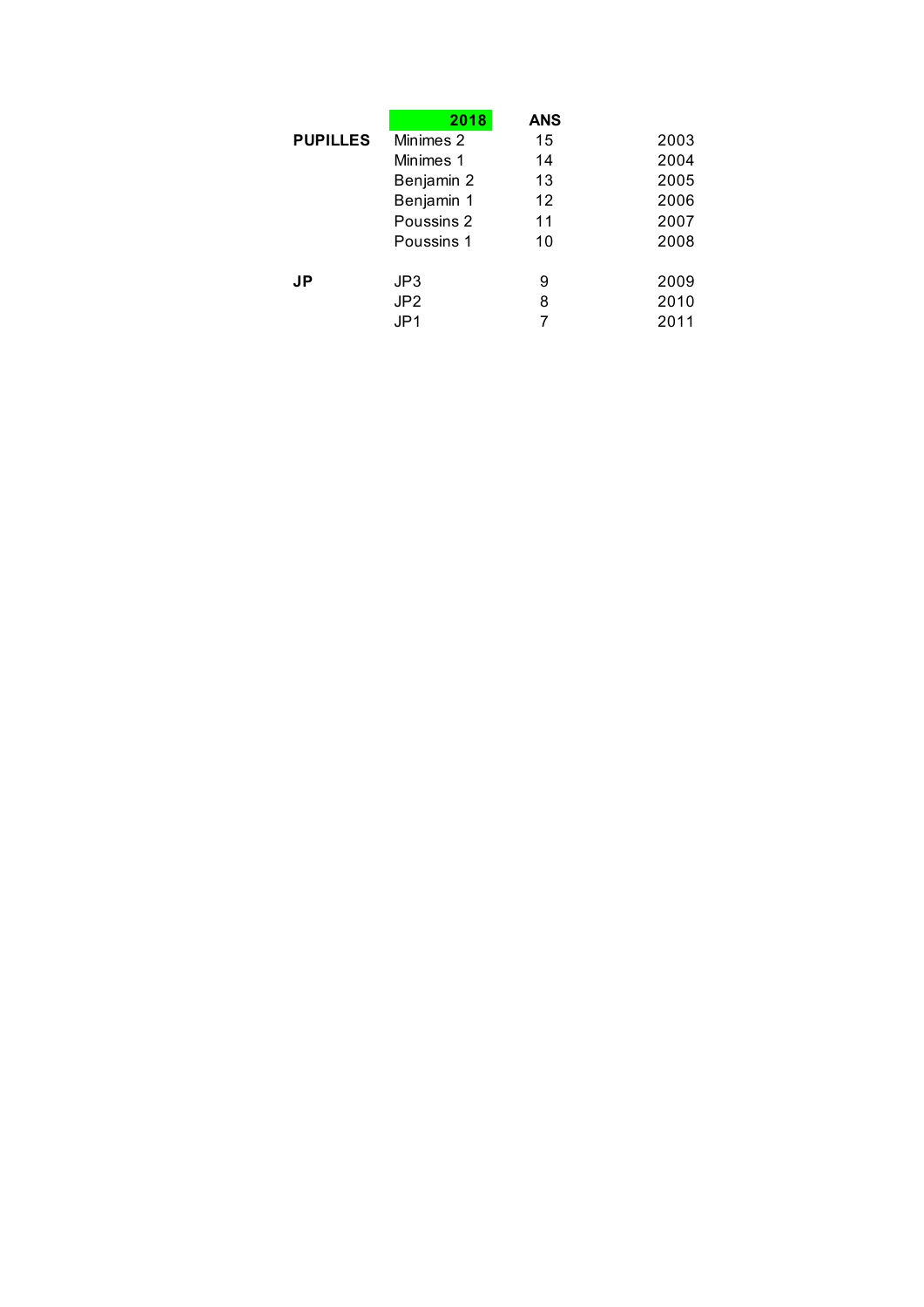| | 2018 | ANS | |
|---|---|---|---|
| **PUPILLES** | Minimes 2 | 15 | 2003 |
| | Minimes 1 | 14 | 2004 |
| | Benjamin 2 | 13 | 2005 |
| | Benjamin 1 | 12 | 2006 |
| | Poussins 2 | 11 | 2007 |
| | Poussins 1 | 10 | 2008 |
| | | | |
| **JP** | JP3 | 9 | 2009 |
| | JP2 | 8 | 2010 |
| | JP1 | 7 | 2011 |